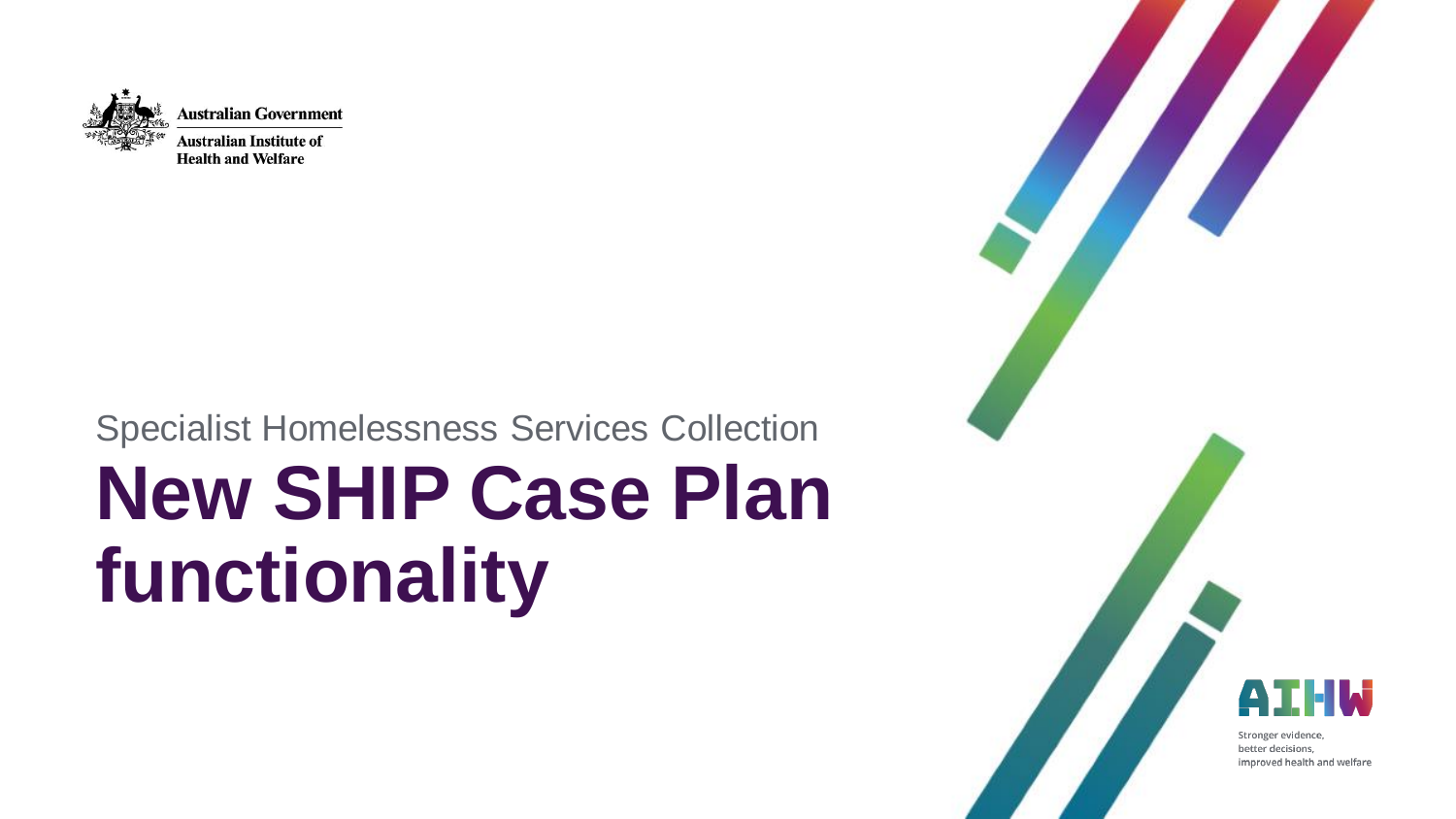Australian Government

Australian Institute of Health and Welfare

Specialist Homelessness Services Collection

# New SHIP Case Plan functionality

AIHW

Stronger evidence, better decisions, improved health and welfare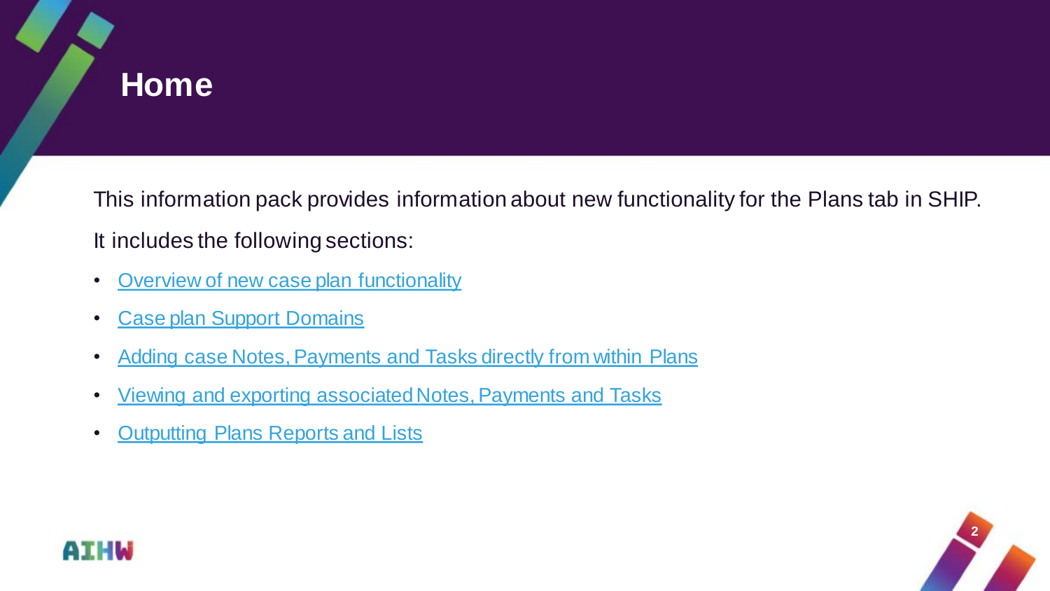# Home

This information pack provides information about new functionality for the Plans tab in SHIP.

It includes the following sections:

- Overview of new case plan functionality
- Case plan Support Domains
- Adding case Notes, Payments and Tasks directly from within Plans
- Viewing and exporting associated Notes, Payments and Tasks
- Outputting Plans Reports and Lists

AIHW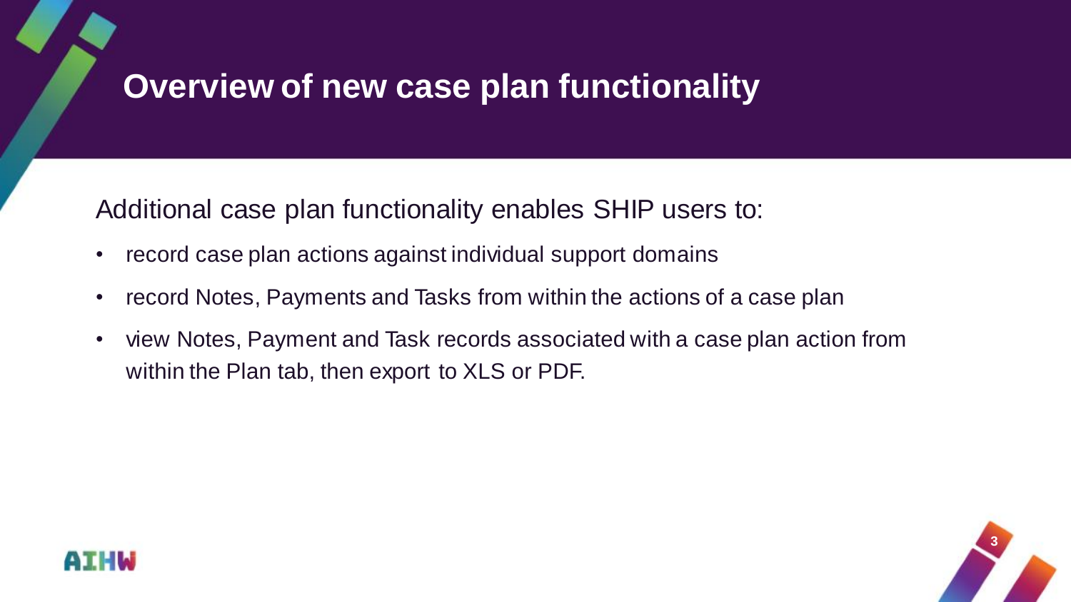# Overview of new case plan functionality

Additional case plan functionality enables SHIP users to:

- record case plan actions against individual support domains
- record Notes, Payments and Tasks from within the actions of a case plan
- view Notes, Payment and Task records associated with a case plan action from within the Plan tab, then export to XLS or PDF.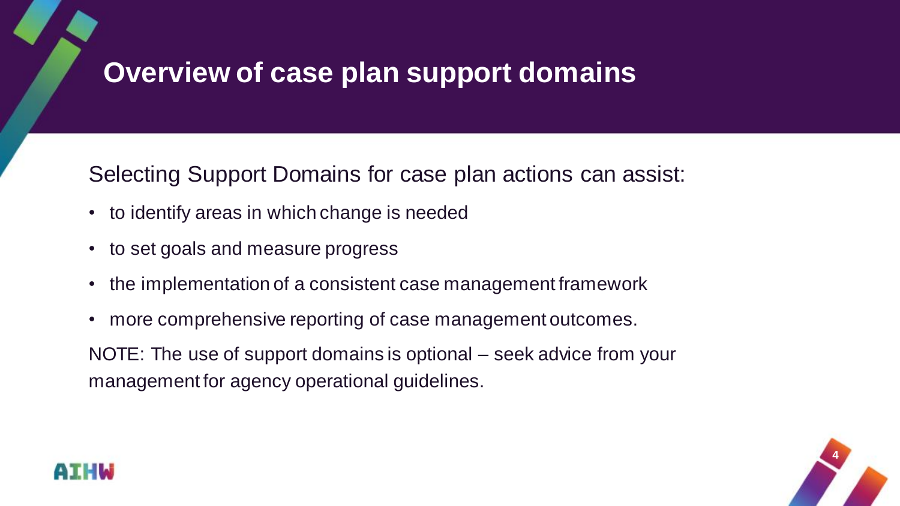# Overview of case plan support domains

Selecting Support Domains for case plan actions can assist:

- to identify areas in which change is needed
- to set goals and measure progress
- the implementation of a consistent case management framework
- more comprehensive reporting of case management outcomes.

NOTE: The use of support domains is optional – seek advice from your management for agency operational guidelines.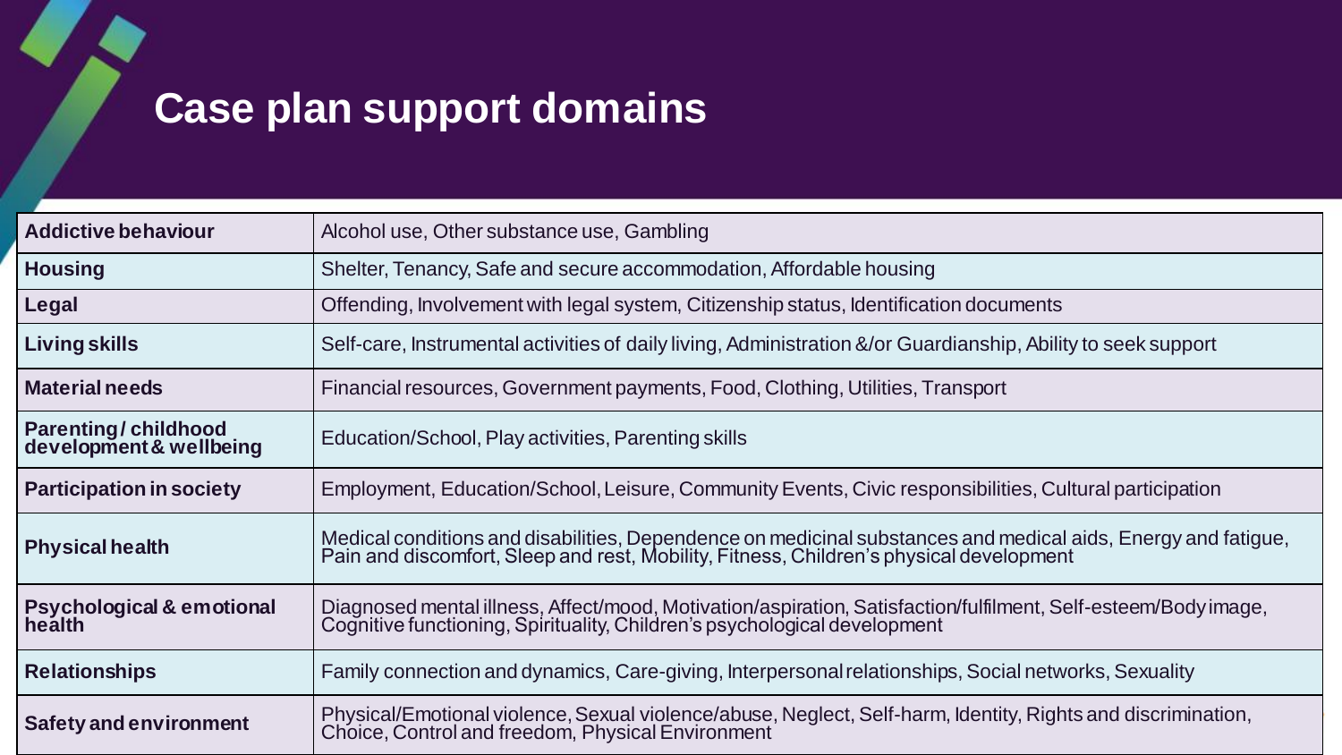# Case plan support domains

| | |
|---|---|
| **Addictive behaviour** | Alcohol use, Other substance use, Gambling |
| **Housing** | Shelter, Tenancy, Safe and secure accommodation, Affordable housing |
| **Legal** | Offending, Involvement with legal system, Citizenship status, Identification documents |
| **Living skills** | Self-care, Instrumental activities of daily living, Administration &/or Guardianship, Ability to seek support |
| **Material needs** | Financial resources, Government payments, Food, Clothing, Utilities, Transport |
| **Parenting / childhood development & wellbeing** | Education/School, Play activities, Parenting skills |
| **Participation in society** | Employment, Education/School, Leisure, Community Events, Civic responsibilities, Cultural participation |
| **Physical health** | Medical conditions and disabilities, Dependence on medicinal substances and medical aids, Energy and fatigue, Pain and discomfort, Sleep and rest, Mobility, Fitness, Children's physical development |
| **Psychological & emotional health** | Diagnosed mental illness, Affect/mood, Motivation/aspiration, Satisfaction/fulfilment, Self-esteem/Body image, Cognitive functioning, Spirituality, Children's psychological development |
| **Relationships** | Family connection and dynamics, Care-giving, Interpersonal relationships, Social networks, Sexuality |
| **Safety and environment** | Physical/Emotional violence, Sexual violence/abuse, Neglect, Self-harm, Identity, Rights and discrimination, Choice, Control and freedom, Physical Environment |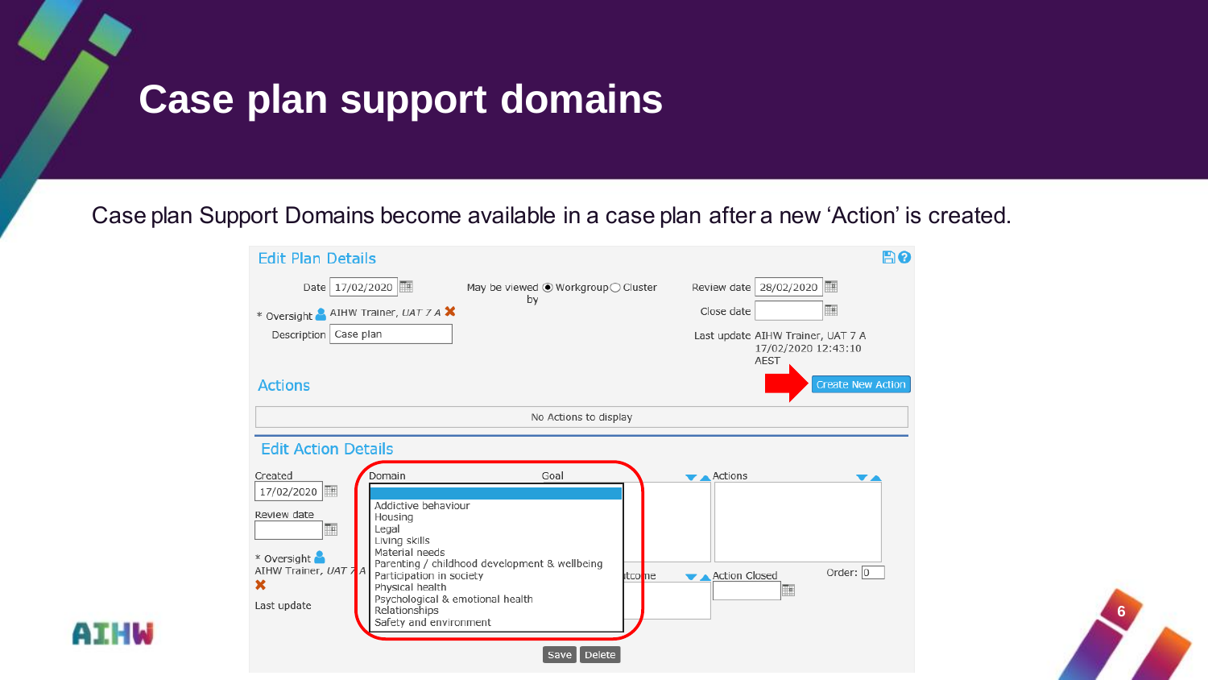# Case plan support domains

Case plan Support Domains become available in a case plan after a new 'Action' is created.

Edit Plan Details

Date 17/02/2020

May be viewed by ◉ Workgroup ◯ Cluster

Review date 28/02/2020

* Oversight AIHW Trainer, *UAT 7 A*

Close date

Description Case plan

Last update AIHW Trainer, UAT 7 A 17/02/2020 12:43:10 AEST

Actions

Create New Action

No Actions to display

Edit Action Details

Created 17/02/2020

Review date

* Oversight AIHW Trainer, *UAT 7 A*

Last update

Domain

Goal

Actions

- Addictive behaviour
- Housing
- Legal
- Living skills
- Material needs
- Parenting / childhood development & wellbeing
- Participation in society
- Physical health
- Psychological & emotional health
- Relationships
- Safety and environment

Outcome

Action Closed

Order: 0

Save Delete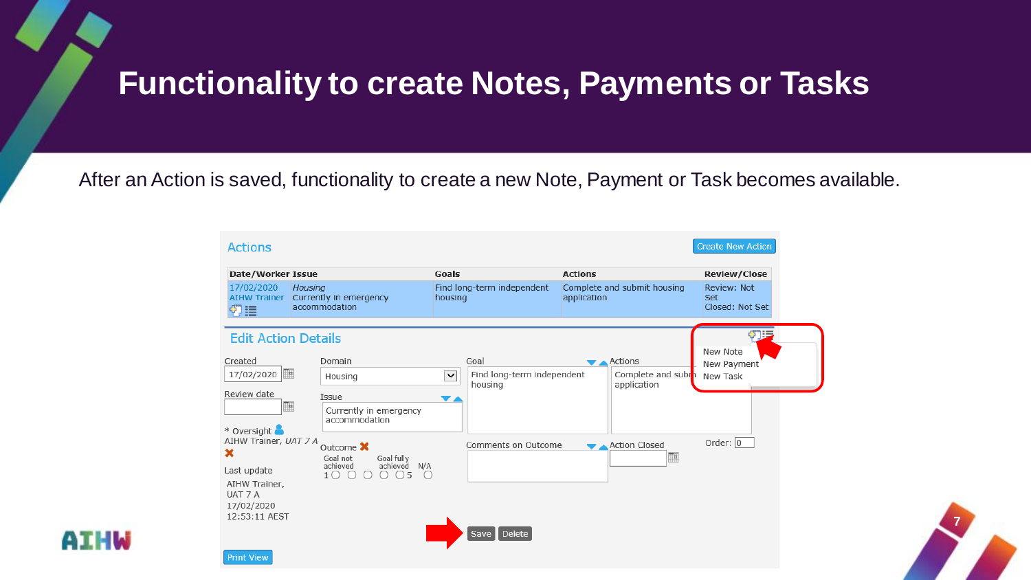# Functionality to create Notes, Payments or Tasks

After an Action is saved, functionality to create a new Note, Payment or Task becomes available.

## Actions

Create New Action

| Date/Worker | Issue | Goals | Actions | Review/Close |
|---|---|---|---|---|
| 17/02/2020 AIHW Trainer | *Housing* Currently in emergency accommodation | Find long-term independent housing | Complete and submit housing application | Review: Not Set Closed: Not Set |

## Edit Action Details

- New Note
- New Payment
- New Task

Created: 17/02/2020

Review date:

\* Oversight: AIHW Trainer, UAT 7 A

Last update: AIHW Trainer, UAT 7 A 17/02/2020 12:53:11 AEST

Domain: Housing

Issue: Currently in emergency accommodation

Outcome: Goal not achieved 1 … 5 Goal fully achieved, N/A

Goal: Find long-term independent housing

Actions: Complete and submit housing application

Comments on Outcome

Action Closed

Order: 0

Save Delete

Print View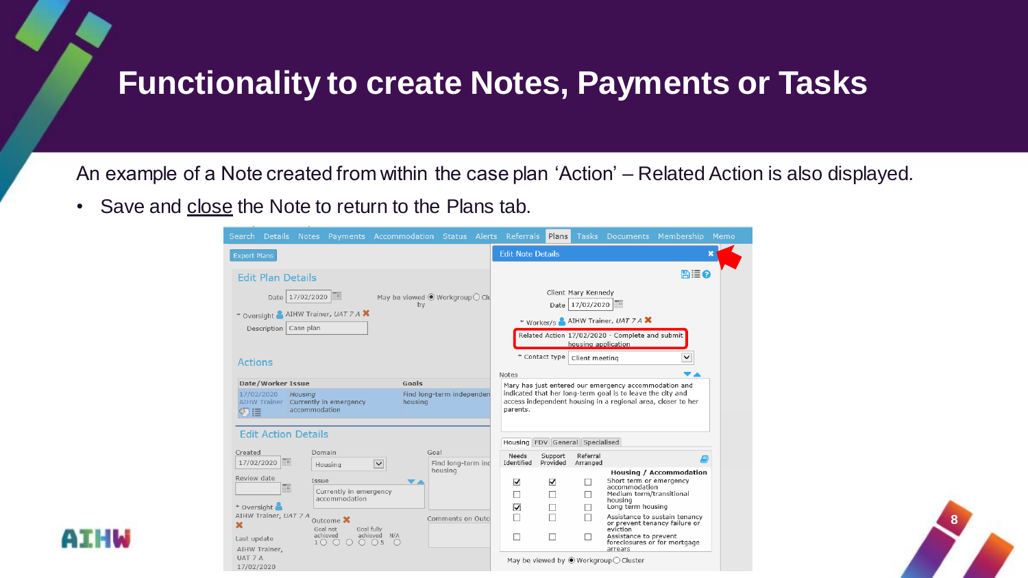# Functionality to create Notes, Payments or Tasks

An example of a Note created from within the case plan 'Action' – Related Action is also displayed.

- Save and close the Note to return to the Plans tab.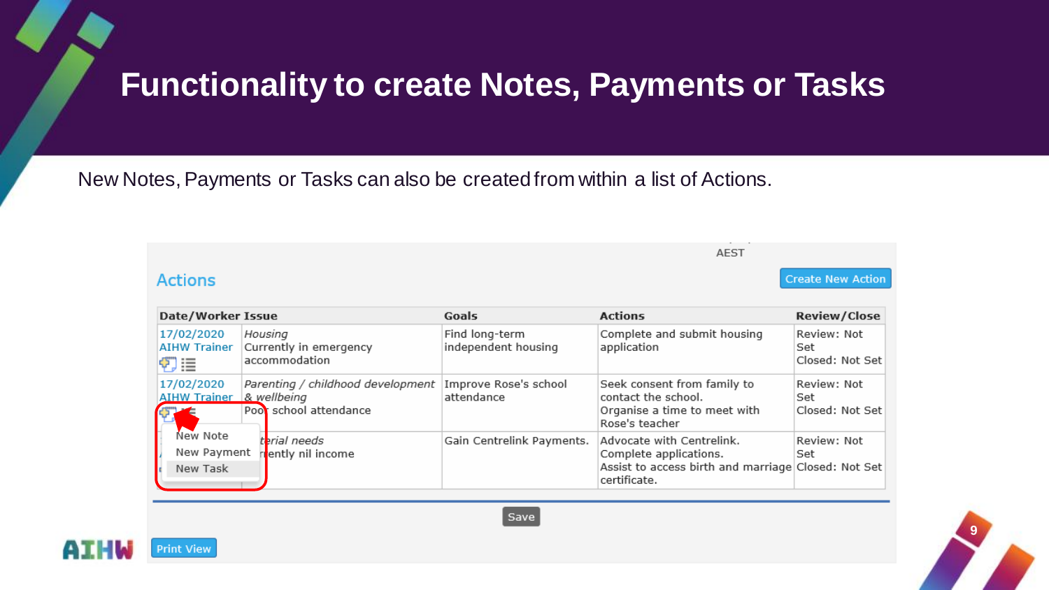# Functionality to create Notes, Payments or Tasks

New Notes, Payments or Tasks can also be created from within a list of Actions.

AEST

## Actions

Create New Action

| Date/Worker | Issue | Goals | Actions | Review/Close |
|---|---|---|---|---|
| 17/02/2020 AIHW Trainer | *Housing* Currently in emergency accommodation | Find long-term independent housing | Complete and submit housing application | Review: Not Set Closed: Not Set |
| 17/02/2020 AIHW Trainer | *Parenting / childhood development & wellbeing* Poor school attendance | Improve Rose's school attendance | Seek consent from family to contact the school. Organise a time to meet with Rose's teacher | Review: Not Set Closed: Not Set |
| | *...terial needs* ...rently nil income | Gain Centrelink Payments. | Advocate with Centrelink. Complete applications. Assist to access birth and marriage certificate. | Review: Not Set Closed: Not Set |

- New Note
- New Payment
- New Task

Save

Print View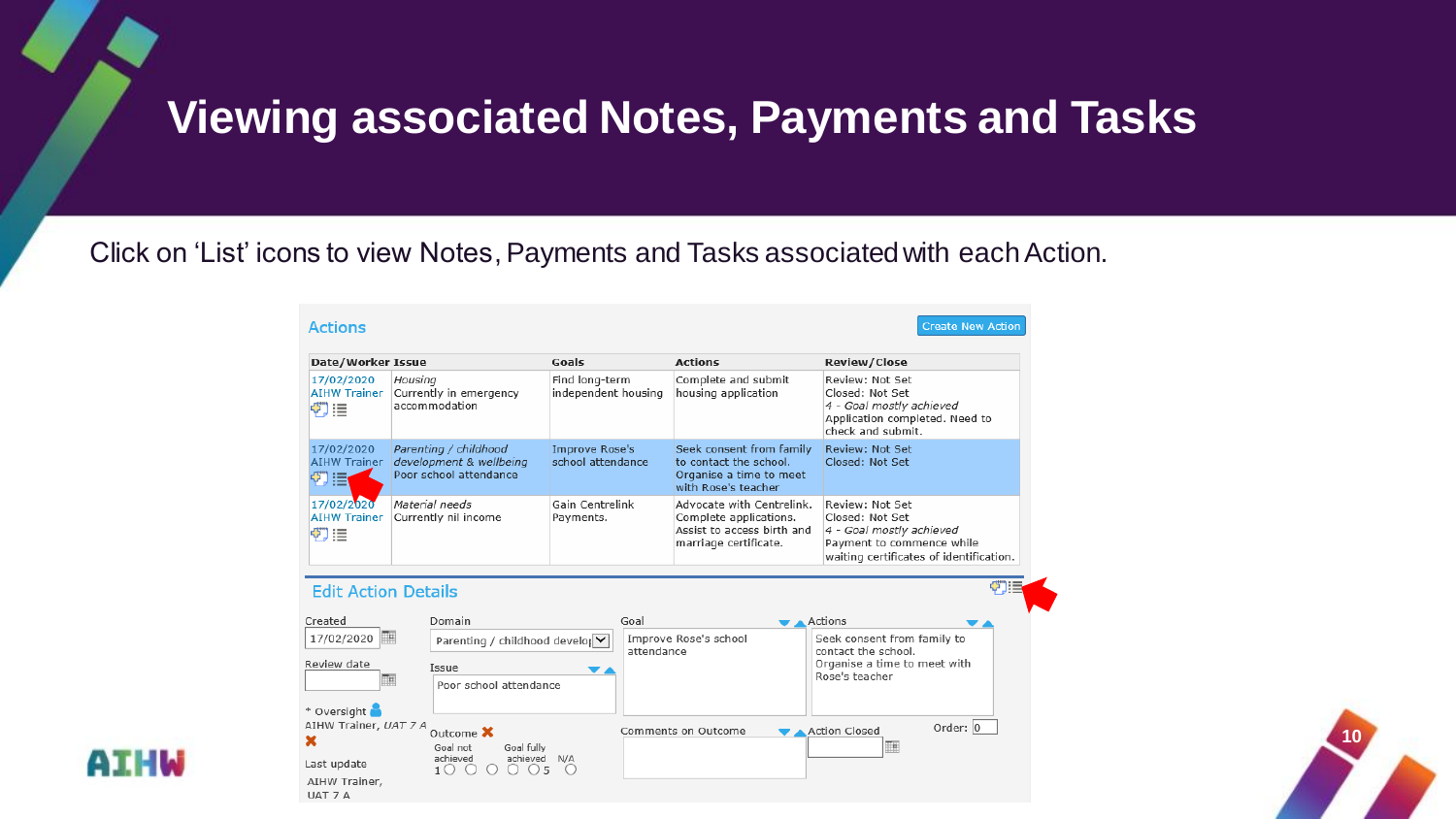# Viewing associated Notes, Payments and Tasks

Click on 'List' icons to view Notes, Payments and Tasks associated with each Action.

## Actions

Create New Action

| Date/Worker | Issue | Goals | Actions | Review/Close |
|---|---|---|---|---|
| 17/02/2020 AIHW Trainer | *Housing* Currently in emergency accommodation | Find long-term independent housing | Complete and submit housing application | Review: Not Set Closed: Not Set *4 - Goal mostly achieved* Application completed. Need to check and submit. |
| 17/02/2020 AIHW Trainer | *Parenting / childhood development & wellbeing* Poor school attendance | Improve Rose's school attendance | Seek consent from family to contact the school. Organise a time to meet with Rose's teacher | Review: Not Set Closed: Not Set |
| 17/02/2020 AIHW Trainer | *Material needs* Currently nil income | Gain Centrelink Payments. | Advocate with Centrelink. Complete applications. Assist to access birth and marriage certificate. | Review: Not Set Closed: Not Set *4 - Goal mostly achieved* Payment to commence while waiting certificates of identification. |

## Edit Action Details

Created: 17/02/2020

Domain: Parenting / childhood develo

Goal: Improve Rose's school attendance

Actions: Seek consent from family to contact the school. Organise a time to meet with Rose's teacher

Review date:

Issue: Poor school attendance

\* Oversight: AIHW Trainer, UAT 7 A

Outcome: Goal not achieved 1 ○ ○ ○ ○ ○ 5 Goal fully achieved ○ N/A

Comments on Outcome

Action Closed

Order: 0

Last update: AIHW Trainer, UAT 7 A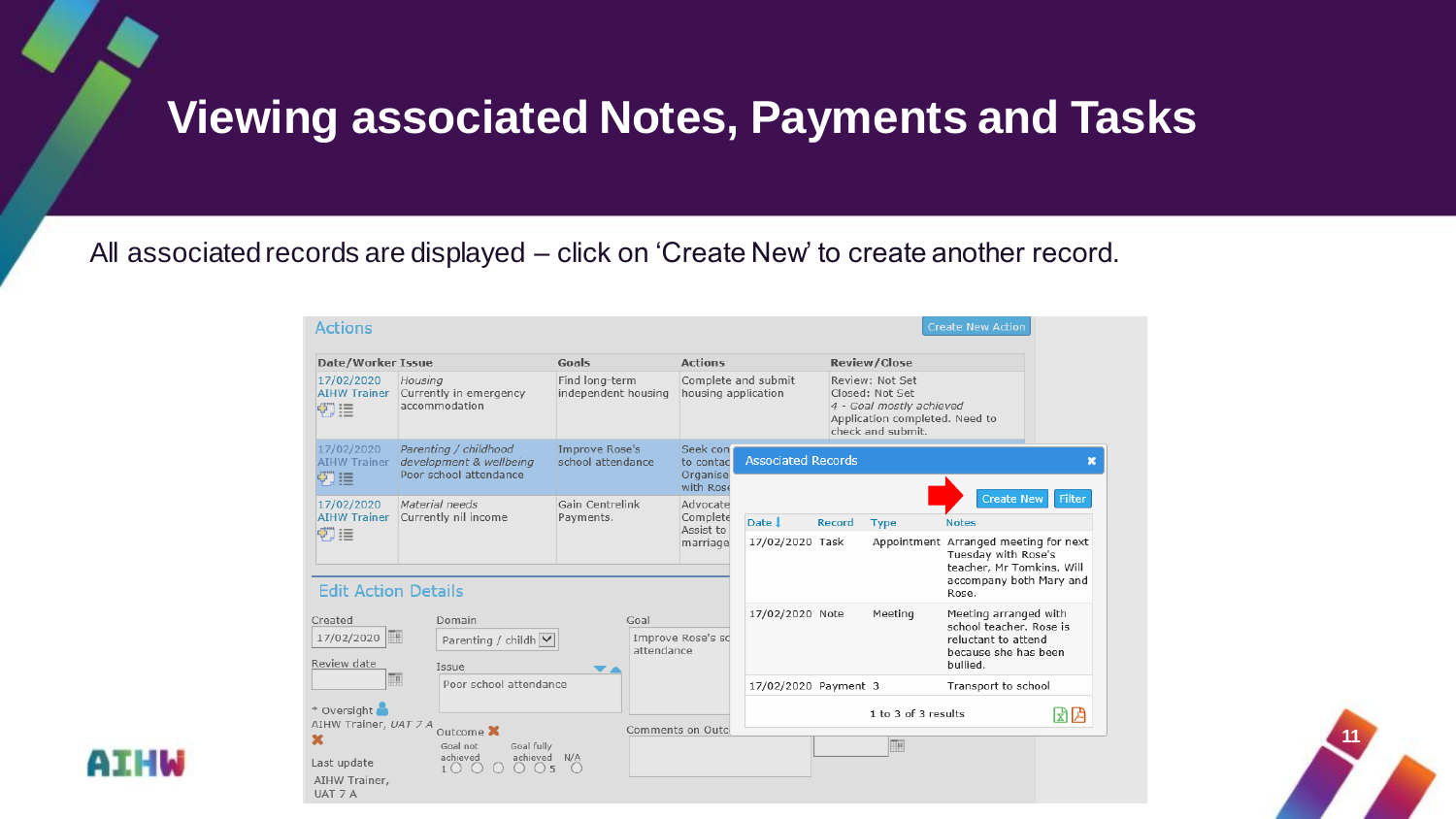# Viewing associated Notes, Payments and Tasks

All associated records are displayed – click on ‘Create New’ to create another record.

## Actions

Create New Action

| Date/Worker | Issue | Goals | Actions | Review/Close |
| --- | --- | --- | --- | --- |
| 17/02/2020 AIHW Trainer | *Housing* Currently in emergency accommodation | Find long-term independent housing | Complete and submit housing application | Review: Not Set Closed: Not Set *4 - Goal mostly achieved* Application completed. Need to check and submit. |
| 17/02/2020 AIHW Trainer | *Parenting / childhood development & wellbeing* Poor school attendance | Improve Rose's school attendance | Seek con to contac Organise with Rose | |
| 17/02/2020 AIHW Trainer | *Material needs* Currently nil income | Gain Centrelink Payments. | Advocate Complete Assist to marriage | |

### Associated Records

Create New | Filter

| Date | Record | Type | Notes |
| --- | --- | --- | --- |
| 17/02/2020 | Task | Appointment | Arranged meeting for next Tuesday with Rose's teacher, Mr Tomkins. Will accompany both Mary and Rose. |
| 17/02/2020 | Note | Meeting | Meeting arranged with school teacher. Rose is reluctant to attend because she has been bullied. |
| 17/02/2020 | Payment | 3 | Transport to school |

1 to 3 of 3 results

## Edit Action Details

Created: 17/02/2020

Domain: Parenting / childh

Goal: Improve Rose's sc attendance

Review date:

Issue: Poor school attendance

\* Oversight: AIHW Trainer, UAT 7 A

Outcome: Goal not achieved 1 — Goal fully achieved 5 — N/A

Comments on Outc

Last update: AIHW Trainer, UAT 7 A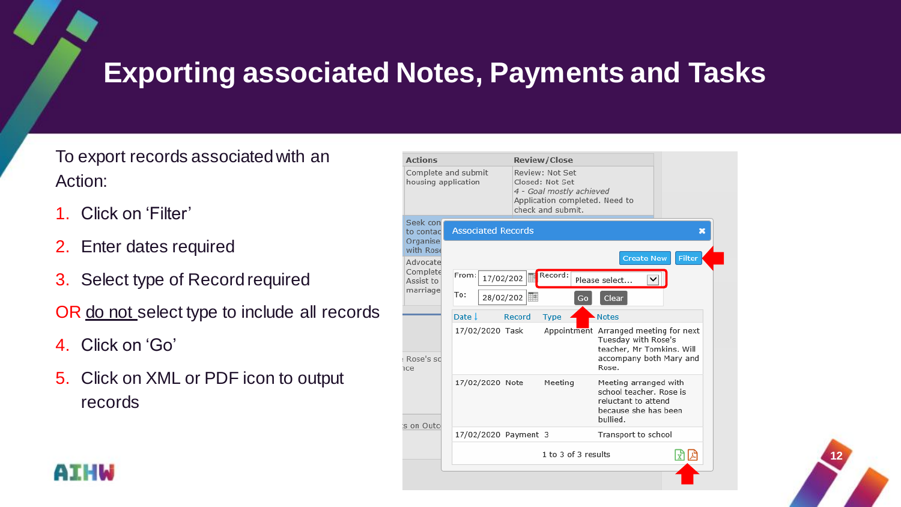# Exporting associated Notes, Payments and Tasks

To export records associated with an Action:

1. Click on 'Filter'
2. Enter dates required
3. Select type of Record required

OR do not select type to include all records

4. Click on 'Go'
5. Click on XML or PDF icon to output records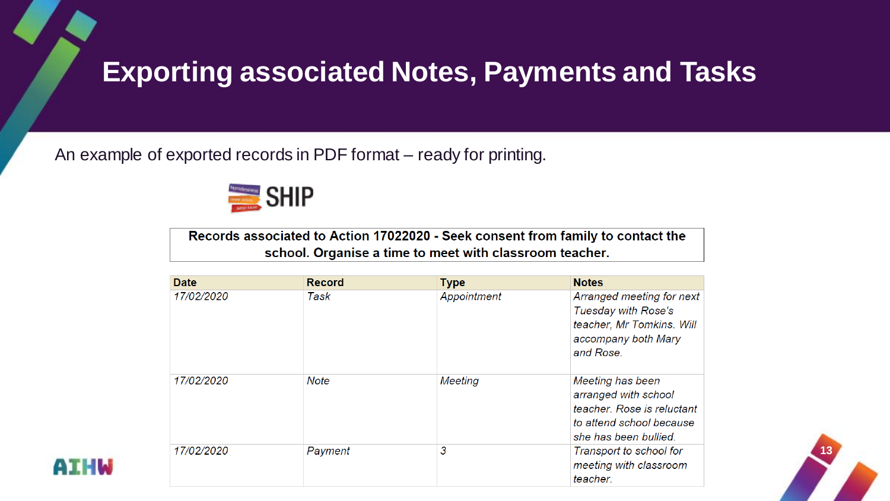# Exporting associated Notes, Payments and Tasks

An example of exported records in PDF format – ready for printing.

SHIP

**Records associated to Action 17022020 - Seek consent from family to contact the school. Organise a time to meet with classroom teacher.**

| Date | Record | Type | Notes |
|---|---|---|---|
| *17/02/2020* | *Task* | *Appointment* | *Arranged meeting for next Tuesday with Rose's teacher, Mr Tomkins. Will accompany both Mary and Rose.* |
| *17/02/2020* | *Note* | *Meeting* | *Meeting has been arranged with school teacher. Rose is reluctant to attend school because she has been bullied.* |
| *17/02/2020* | *Payment* | *3* | *Transport to school for meeting with classroom teacher.* |

AIHW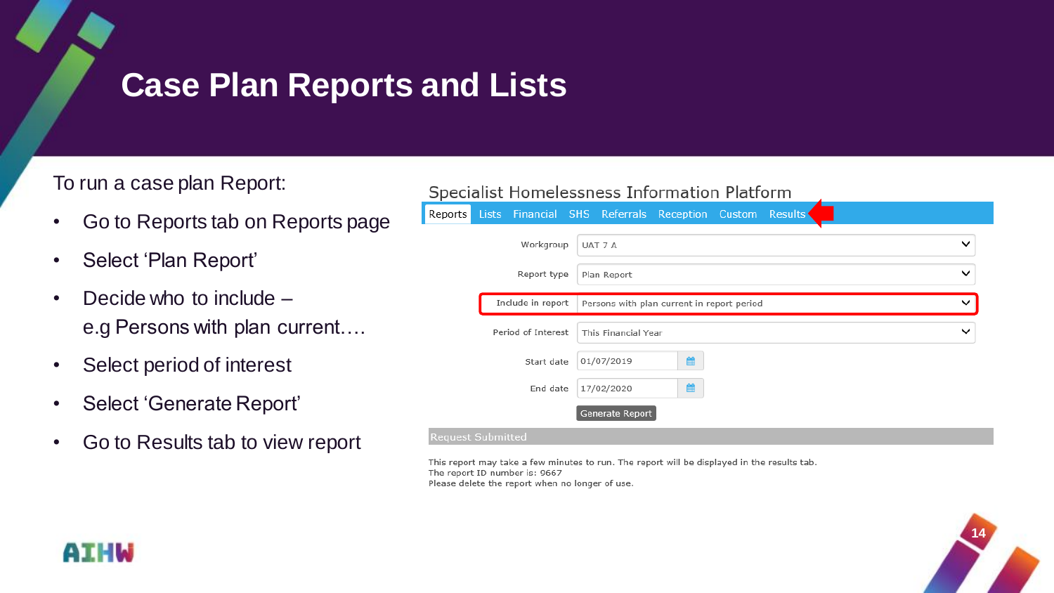# Case Plan Reports and Lists

To run a case plan Report:

- Go to Reports tab on Reports page
- Select 'Plan Report'
- Decide who to include – e.g Persons with plan current….
- Select period of interest
- Select 'Generate Report'
- Go to Results tab to view report

Specialist Homelessness Information Platform

Reports | Lists | Financial | SHS | Referrals | Reception | Custom | Results

| | |
|---|---|
| Workgroup | UAT 7 A |
| Report type | Plan Report |
| Include in report | Persons with plan current in report period |
| Period of Interest | This Financial Year |
| Start date | 01/07/2019 |
| End date | 17/02/2020 |

Generate Report

Request Submitted

This report may take a few minutes to run. The report will be displayed in the results tab.
The report ID number is: 9667
Please delete the report when no longer of use.

AIHW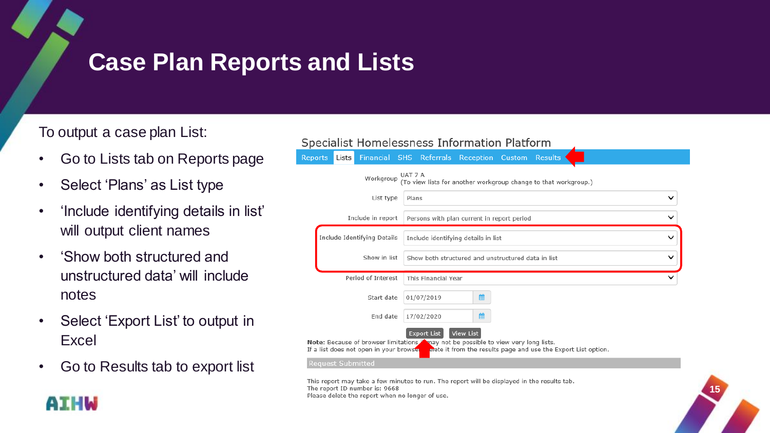# Case Plan Reports and Lists

To output a case plan List:

- Go to Lists tab on Reports page
- Select 'Plans' as List type
- 'Include identifying details in list' will output client names
- 'Show both structured and unstructured data' will include notes
- Select 'Export List' to output in Excel
- Go to Results tab to export list

Specialist Homelessness Information Platform

Reports | Lists | Financial | SHS | Referrals | Reception | Custom | Results

Workgroup: UAT 7 A
(To view lists for another workgroup change to that workgroup.)

List type: Plans

Include in report: Persons with plan current in report period

Include Identifying Details: Include identifying details in list

Show in list: Show both structured and unstructured data in list

Period of Interest: This Financial Year

Start date: 01/07/2019

End date: 17/02/2020

Export List | View List

**Note:** Because of browser limitations it may not be possible to view very long lists.
If a list does not open in your browser delete it from the results page and use the Export List option.

Request Submitted

This report may take a few minutes to run. The report will be displayed in the results tab.
The report ID number is: 9668
Please delete the report when no longer of use.

AIHW